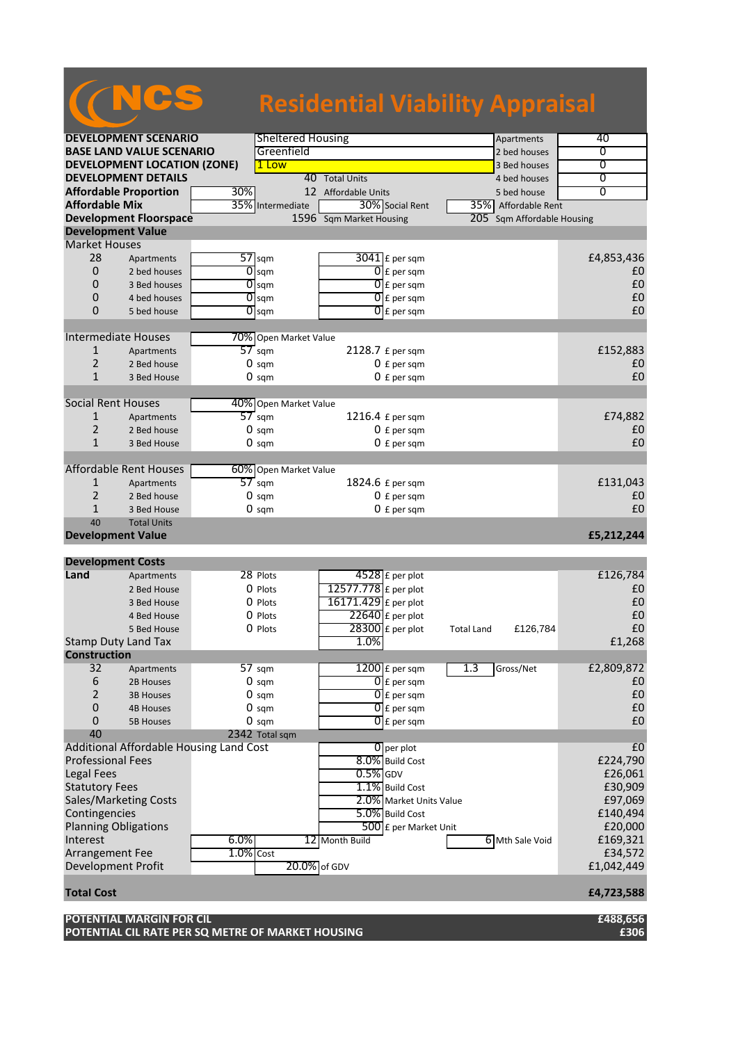# NCS Residential Viability Appraisal

| | | | | | | |
|---|---|---|---|---|---|---|
| **DEVELOPMENT SCENARIO** | Sheltered Housing | | | | Apartments | 40 |
| **BASE LAND VALUE SCENARIO** | Greenfield | | | | 2 bed houses | 0 |
| **DEVELOPMENT LOCATION (ZONE)** | 1 Low | | | | 3 Bed houses | 0 |
| **DEVELOPMENT DETAILS** | | 40 | Total Units | | 4 bed houses | 0 |
| **Affordable Proportion** | 30% | 12 | Affordable Units | | 5 bed house | 0 |
| **Affordable Mix** | 35% | Intermediate | 30% | Social Rent | 35% | Affordable Rent |
| **Development Floorspace** | | 1596 | Sqm Market Housing | | 205 | Sqm Affordable Housing |

## Development Value

| | | | | | | |
|---|---|---|---|---|---|---|
| **Market Houses** | | | | | | |
| 28 | Apartments | 57 | sqm | 3041 | £ per sqm | £4,853,436 |
| 0 | 2 bed houses | 0 | sqm | 0 | £ per sqm | £0 |
| 0 | 3 Bed houses | 0 | sqm | 0 | £ per sqm | £0 |
| 0 | 4 bed houses | 0 | sqm | 0 | £ per sqm | £0 |
| 0 | 5 bed house | 0 | sqm | 0 | £ per sqm | £0 |
| **Intermediate Houses** | | 70% | Open Market Value | | | |
| 1 | Apartments | 57 | sqm | 2128.7 | £ per sqm | £152,883 |
| 2 | 2 Bed house | 0 | sqm | 0 | £ per sqm | £0 |
| 1 | 3 Bed House | 0 | sqm | 0 | £ per sqm | £0 |
| **Social Rent Houses** | | 40% | Open Market Value | | | |
| 1 | Apartments | 57 | sqm | 1216.4 | £ per sqm | £74,882 |
| 2 | 2 Bed house | 0 | sqm | 0 | £ per sqm | £0 |
| 1 | 3 Bed House | 0 | sqm | 0 | £ per sqm | £0 |
| **Affordable Rent Houses** | | 60% | Open Market Value | | | |
| 1 | Apartments | 57 | sqm | 1824.6 | £ per sqm | £131,043 |
| 2 | 2 Bed house | 0 | sqm | 0 | £ per sqm | £0 |
| 1 | 3 Bed House | 0 | sqm | 0 | £ per sqm | £0 |
| 40 | Total Units | | | | | |
| **Development Value** | | | | | | **£5,212,244** |

## Development Costs

| | | | | | | | | |
|---|---|---|---|---|---|---|---|---|
| **Land** | Apartments | 28 | Plots | 4528 | £ per plot | | | £126,784 |
| | 2 Bed House | 0 | Plots | 12577.778 | £ per plot | | | £0 |
| | 3 Bed House | 0 | Plots | 16171.429 | £ per plot | | | £0 |
| | 4 Bed House | 0 | Plots | 22640 | £ per plot | | | £0 |
| | 5 Bed House | 0 | Plots | 28300 | £ per plot | Total Land | £126,784 | £0 |
| Stamp Duty Land Tax | | | | 1.0% | | | | £1,268 |
| **Construction** | | | | | | | | |
| 32 | Apartments | 57 | sqm | 1200 | £ per sqm | 1.3 | Gross/Net | £2,809,872 |
| 6 | 2B Houses | 0 | sqm | 0 | £ per sqm | | | £0 |
| 2 | 3B Houses | 0 | sqm | 0 | £ per sqm | | | £0 |
| 0 | 4B Houses | 0 | sqm | 0 | £ per sqm | | | £0 |
| 0 | 5B Houses | 0 | sqm | 0 | £ per sqm | | | £0 |
| 40 | | 2342 | Total sqm | | | | | |
| Additional Affordable Housing Land Cost | | | | 0 | per plot | | | £0 |
| Professional Fees | | | | 8.0% | Build Cost | | | £224,790 |
| Legal Fees | | | | 0.5% | GDV | | | £26,061 |
| Statutory Fees | | | | 1.1% | Build Cost | | | £30,909 |
| Sales/Marketing Costs | | | | 2.0% | Market Units Value | | | £97,069 |
| Contingencies | | | | 5.0% | Build Cost | | | £140,494 |
| Planning Obligations | | | | 500 | £ per Market Unit | | | £20,000 |
| Interest | | 6.0% | | 12 | Month Build | 6 | Mth Sale Void | £169,321 |
| Arrangement Fee | | 1.0% | Cost | | | | | £34,572 |
| Development Profit | | | 20.0% | of GDV | | | | £1,042,449 |
| **Total Cost** | | | | | | | | **£4,723,588** |

| | |
|---|---|
| **POTENTIAL MARGIN FOR CIL** | **£488,656** |
| **POTENTIAL CIL RATE PER SQ METRE OF MARKET HOUSING** | **£306** |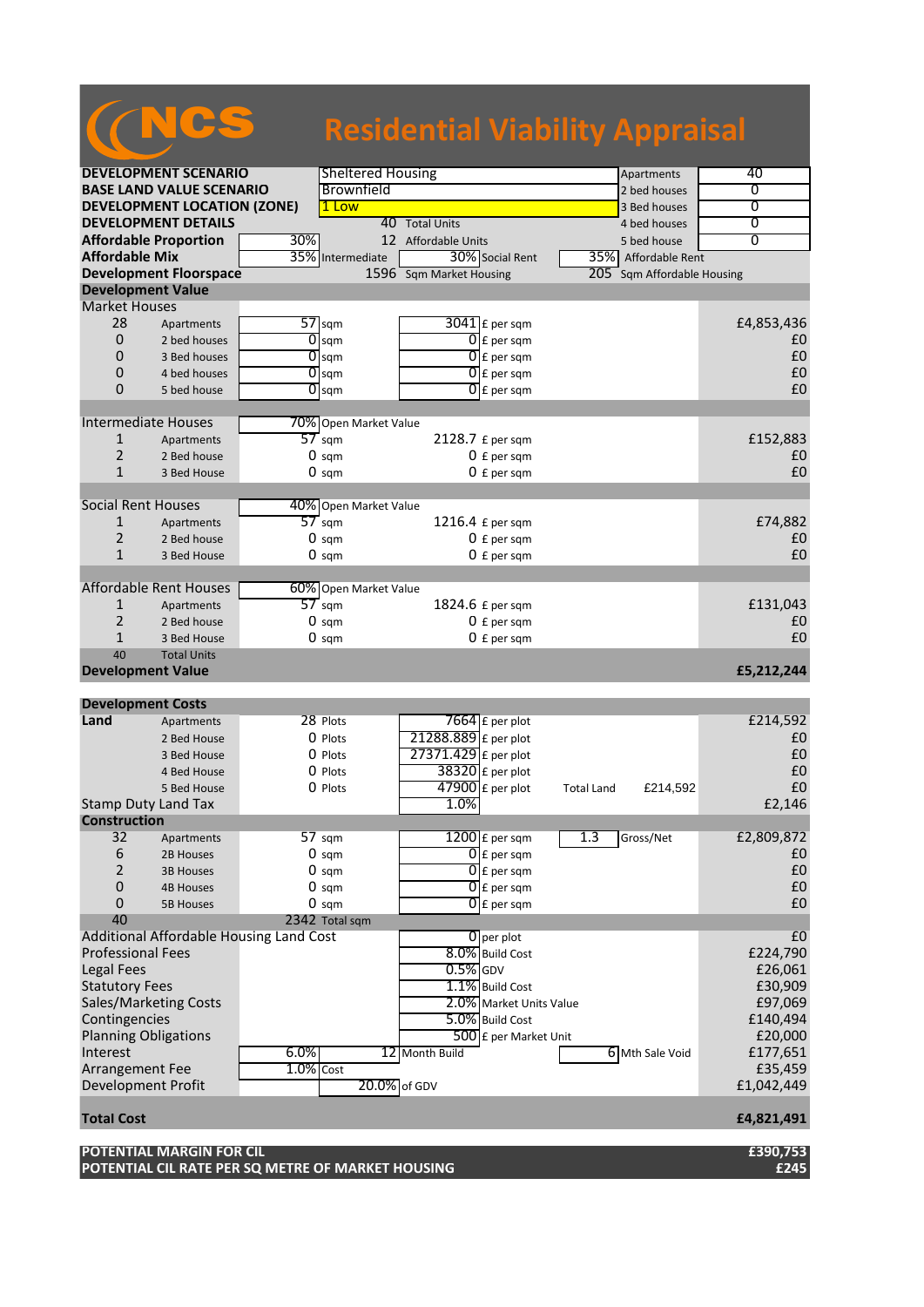# NCS Residential Viability Appraisal

| | | | | | | |
|---|---|---|---|---|---|---|
| **DEVELOPMENT SCENARIO** | | Sheltered Housing | | | Apartments | 40 |
| **BASE LAND VALUE SCENARIO** | | Brownfield | | | 2 bed houses | 0 |
| **DEVELOPMENT LOCATION (ZONE)** | | 1 Low | | | 3 Bed houses | 0 |
| **DEVELOPMENT DETAILS** | | 40 | Total Units | | 4 bed houses | 0 |
| **Affordable Proportion** | 30% | 12 | Affordable Units | | 5 bed house | 0 |
| **Affordable Mix** | 35% | Intermediate | 30% | Social Rent | 35% | Affordable Rent |
| **Development Floorspace** | | 1596 | Sqm Market Housing | | 205 | Sqm Affordable Housing |

| **Development Value** | | | | | | |
|---|---|---|---|---|---|---|
| Market Houses | | | | | | |
| 28 | Apartments | 57 | sqm | 3041 | £ per sqm | £4,853,436 |
| 0 | 2 bed houses | 0 | sqm | 0 | £ per sqm | £0 |
| 0 | 3 Bed houses | 0 | sqm | 0 | £ per sqm | £0 |
| 0 | 4 bed houses | 0 | sqm | 0 | £ per sqm | £0 |
| 0 | 5 bed house | 0 | sqm | 0 | £ per sqm | £0 |
| Intermediate Houses | | 70% | Open Market Value | | | |
| 1 | Apartments | 57 | sqm | 2128.7 | £ per sqm | £152,883 |
| 2 | 2 Bed house | 0 | sqm | 0 | £ per sqm | £0 |
| 1 | 3 Bed House | 0 | sqm | 0 | £ per sqm | £0 |
| Social Rent Houses | | 40% | Open Market Value | | | |
| 1 | Apartments | 57 | sqm | 1216.4 | £ per sqm | £74,882 |
| 2 | 2 Bed house | 0 | sqm | 0 | £ per sqm | £0 |
| 1 | 3 Bed House | 0 | sqm | 0 | £ per sqm | £0 |
| Affordable Rent Houses | | 60% | Open Market Value | | | |
| 1 | Apartments | 57 | sqm | 1824.6 | £ per sqm | £131,043 |
| 2 | 2 Bed house | 0 | sqm | 0 | £ per sqm | £0 |
| 1 | 3 Bed House | 0 | sqm | 0 | £ per sqm | £0 |
| 40 | Total Units | | | | | |
| **Development Value** | | | | | | **£5,212,244** |

| **Development Costs** | | | | | | | | |
|---|---|---|---|---|---|---|---|---|
| **Land** | Apartments | 28 | Plots | 7664 | £ per plot | | | £214,592 |
| | 2 Bed House | 0 | Plots | 21288.889 | £ per plot | | | £0 |
| | 3 Bed House | 0 | Plots | 27371.429 | £ per plot | | | £0 |
| | 4 Bed House | 0 | Plots | 38320 | £ per plot | | | £0 |
| | 5 Bed House | 0 | Plots | 47900 | £ per plot | Total Land | £214,592 | £0 |
| Stamp Duty Land Tax | | | | 1.0% | | | | £2,146 |
| **Construction** | | | | | | | | |
| 32 | Apartments | 57 | sqm | 1200 | £ per sqm | 1.3 | Gross/Net | £2,809,872 |
| 6 | 2B Houses | 0 | sqm | 0 | £ per sqm | | | £0 |
| 2 | 3B Houses | 0 | sqm | 0 | £ per sqm | | | £0 |
| 0 | 4B Houses | 0 | sqm | 0 | £ per sqm | | | £0 |
| 0 | 5B Houses | 0 | sqm | 0 | £ per sqm | | | £0 |
| 40 | | 2342 | Total sqm | | | | | |
| Additional Affordable Housing Land Cost | | | | 0 | per plot | | | £0 |
| Professional Fees | | | | 8.0% | Build Cost | | | £224,790 |
| Legal Fees | | | | 0.5% | GDV | | | £26,061 |
| Statutory Fees | | | | 1.1% | Build Cost | | | £30,909 |
| Sales/Marketing Costs | | | | 2.0% | Market Units Value | | | £97,069 |
| Contingencies | | | | 5.0% | Build Cost | | | £140,494 |
| Planning Obligations | | | | 500 | £ per Market Unit | | | £20,000 |
| Interest | 6.0% | | | 12 | Month Build | 6 | Mth Sale Void | £177,651 |
| Arrangement Fee | 1.0% | Cost | | | | | | £35,459 |
| Development Profit | | | 20.0% | of GDV | | | | £1,042,449 |
| **Total Cost** | | | | | | | | **£4,821,491** |

| | |
|---|---|
| **POTENTIAL MARGIN FOR CIL** | **£390,753** |
| **POTENTIAL CIL RATE PER SQ METRE OF MARKET HOUSING** | **£245** |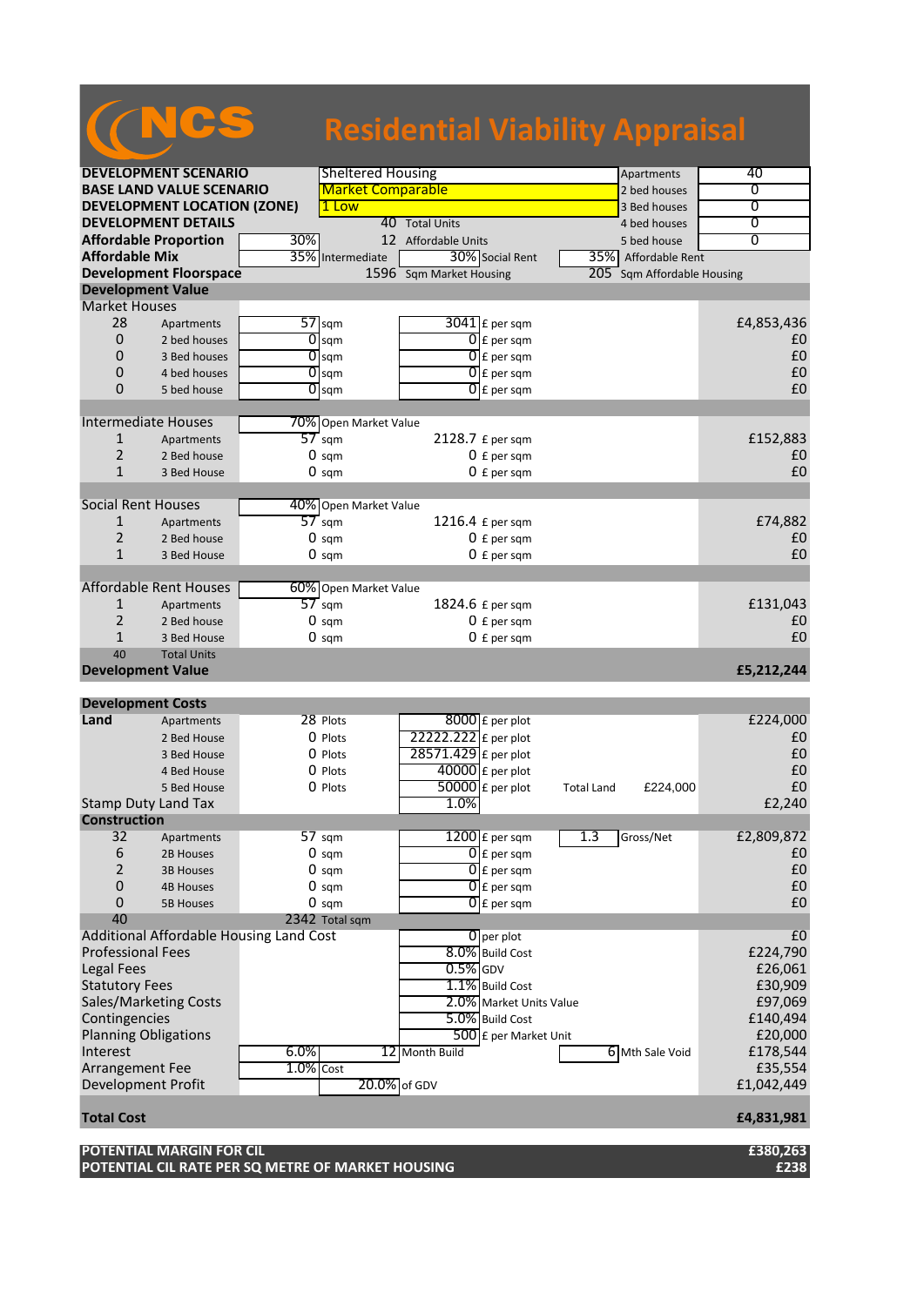# NCS Residential Viability Appraisal

| | | | | | | |
|---|---|---|---|---|---|---|
| **DEVELOPMENT SCENARIO** | | Sheltered Housing | | | Apartments | 40 |
| **BASE LAND VALUE SCENARIO** | | Market Comparable | | | 2 bed houses | 0 |
| **DEVELOPMENT LOCATION (ZONE)** | | 1 Low | | | 3 Bed houses | 0 |
| **DEVELOPMENT DETAILS** | | 40 Total Units | | | 4 bed houses | 0 |
| **Affordable Proportion** | 30% | 12 Affordable Units | | | 5 bed house | 0 |
| **Affordable Mix** | 35% | Intermediate | 30% Social Rent | 35% | Affordable Rent | |
| **Development Floorspace** | | 1596 Sqm Market Housing | | 205 | Sqm Affordable Housing | |

## Development Value

| | | | | | |
|---|---|---|---|---|---|
| **Market Houses** | | | | | |
| 28 | Apartments | 57 sqm | 3041 £ per sqm | | £4,853,436 |
| 0 | 2 bed houses | 0 sqm | 0 £ per sqm | | £0 |
| 0 | 3 Bed houses | 0 sqm | 0 £ per sqm | | £0 |
| 0 | 4 bed houses | 0 sqm | 0 £ per sqm | | £0 |
| 0 | 5 bed house | 0 sqm | 0 £ per sqm | | £0 |
| **Intermediate Houses** | | 70% Open Market Value | | | |
| 1 | Apartments | 57 sqm | 2128.7 £ per sqm | | £152,883 |
| 2 | 2 Bed house | 0 sqm | 0 £ per sqm | | £0 |
| 1 | 3 Bed House | 0 sqm | 0 £ per sqm | | £0 |
| **Social Rent Houses** | | 40% Open Market Value | | | |
| 1 | Apartments | 57 sqm | 1216.4 £ per sqm | | £74,882 |
| 2 | 2 Bed house | 0 sqm | 0 £ per sqm | | £0 |
| 1 | 3 Bed House | 0 sqm | 0 £ per sqm | | £0 |
| **Affordable Rent Houses** | | 60% Open Market Value | | | |
| 1 | Apartments | 57 sqm | 1824.6 £ per sqm | | £131,043 |
| 2 | 2 Bed house | 0 sqm | 0 £ per sqm | | £0 |
| 1 | 3 Bed House | 0 sqm | 0 £ per sqm | | £0 |
| 40 | Total Units | | | | |
| **Development Value** | | | | | **£5,212,244** |

## Development Costs

| | | | | | | |
|---|---|---|---|---|---|---|
| **Land** | Apartments | 28 Plots | 8000 £ per plot | | | £224,000 |
| | 2 Bed House | 0 Plots | 22222.222 £ per plot | | | £0 |
| | 3 Bed House | 0 Plots | 28571.429 £ per plot | | | £0 |
| | 4 Bed House | 0 Plots | 40000 £ per plot | | | £0 |
| | 5 Bed House | 0 Plots | 50000 £ per plot | Total Land | £224,000 | £0 |
| Stamp Duty Land Tax | | | 1.0% | | | £2,240 |
| **Construction** | | | | | | |
| 32 | Apartments | 57 sqm | 1200 £ per sqm | 1.3 | Gross/Net | £2,809,872 |
| 6 | 2B Houses | 0 sqm | 0 £ per sqm | | | £0 |
| 2 | 3B Houses | 0 sqm | 0 £ per sqm | | | £0 |
| 0 | 4B Houses | 0 sqm | 0 £ per sqm | | | £0 |
| 0 | 5B Houses | 0 sqm | 0 £ per sqm | | | £0 |
| 40 | | 2342 Total sqm | | | | |
| Additional Affordable Housing Land Cost | | | 0 per plot | | | £0 |
| Professional Fees | | | 8.0% Build Cost | | | £224,790 |
| Legal Fees | | | 0.5% GDV | | | £26,061 |
| Statutory Fees | | | 1.1% Build Cost | | | £30,909 |
| Sales/Marketing Costs | | | 2.0% Market Units Value | | | £97,069 |
| Contingencies | | | 5.0% Build Cost | | | £140,494 |
| Planning Obligations | | | 500 £ per Market Unit | | | £20,000 |
| Interest | 6.0% | 12 Month Build | | 6 | Mth Sale Void | £178,544 |
| Arrangement Fee | 1.0% | Cost | | | | £35,554 |
| Development Profit | | 20.0% of GDV | | | | £1,042,449 |
| **Total Cost** | | | | | | **£4,831,981** |

| | |
|---|---|
| **POTENTIAL MARGIN FOR CIL** | **£380,263** |
| **POTENTIAL CIL RATE PER SQ METRE OF MARKET HOUSING** | **£238** |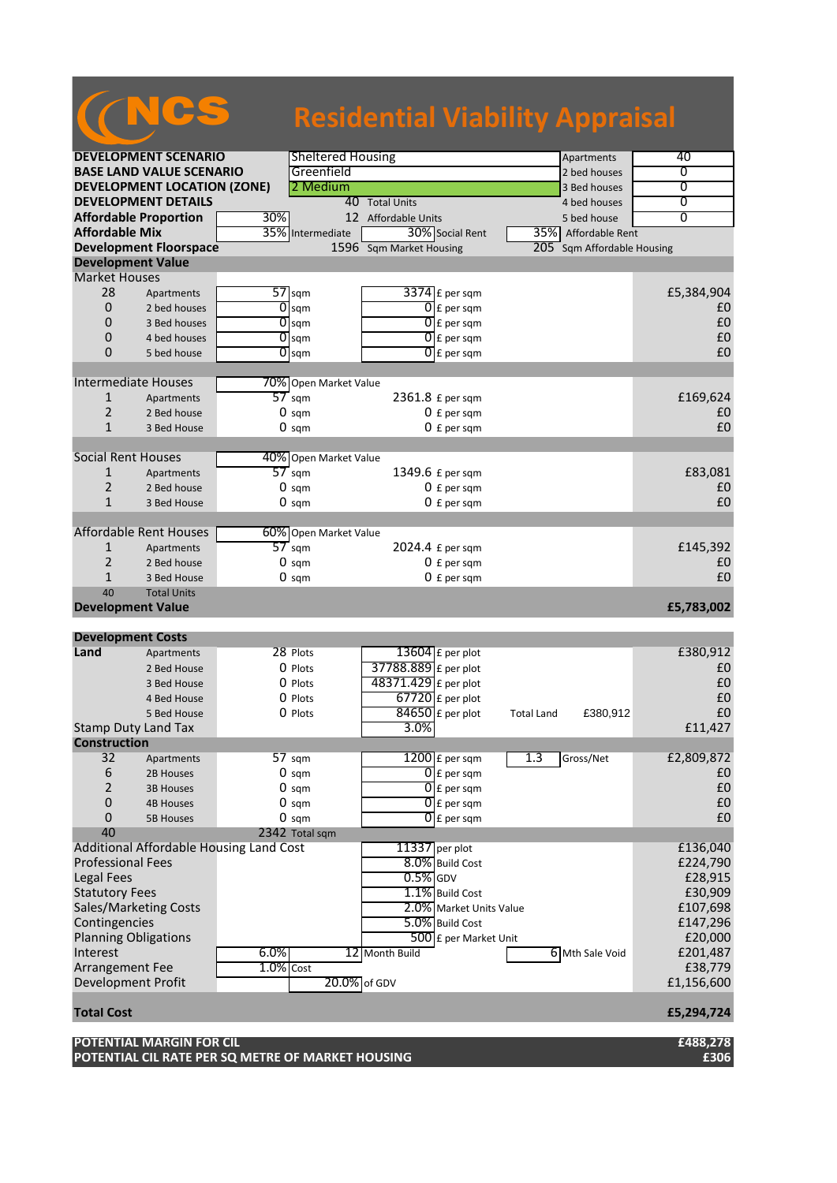# NCS Residential Viability Appraisal

| | | | | | | | |
|---|---|---|---|---|---|---|---|
| **DEVELOPMENT SCENARIO** | | Sheltered Housing | | | | Apartments | 40 |
| **BASE LAND VALUE SCENARIO** | | Greenfield | | | | 2 bed houses | 0 |
| **DEVELOPMENT LOCATION (ZONE)** | | 2 Medium | | | | 3 Bed houses | 0 |
| **DEVELOPMENT DETAILS** | | 40 | Total Units | | | 4 bed houses | 0 |
| **Affordable Proportion** | 30% | 12 | Affordable Units | | | 5 bed house | 0 |
| **Affordable Mix** | 35% | Intermediate | 30% | Social Rent | 35% | Affordable Rent | |
| **Development Floorspace** | | 1596 | Sqm Market Housing | | 205 | Sqm Affordable Housing | |

## Development Value

| | | | | | | |
|---|---|---|---|---|---|---|
| **Market Houses** | | | | | | |
| 28 | Apartments | 57 | sqm | 3374 | £ per sqm | £5,384,904 |
| 0 | 2 bed houses | 0 | sqm | 0 | £ per sqm | £0 |
| 0 | 3 Bed houses | 0 | sqm | 0 | £ per sqm | £0 |
| 0 | 4 bed houses | 0 | sqm | 0 | £ per sqm | £0 |
| 0 | 5 bed house | 0 | sqm | 0 | £ per sqm | £0 |
| **Intermediate Houses** | | 70% | Open Market Value | | | |
| 1 | Apartments | 57 | sqm | 2361.8 | £ per sqm | £169,624 |
| 2 | 2 Bed house | 0 | sqm | 0 | £ per sqm | £0 |
| 1 | 3 Bed House | 0 | sqm | 0 | £ per sqm | £0 |
| **Social Rent Houses** | | 40% | Open Market Value | | | |
| 1 | Apartments | 57 | sqm | 1349.6 | £ per sqm | £83,081 |
| 2 | 2 Bed House | 0 | sqm | 0 | £ per sqm | £0 |
| 1 | 3 Bed House | 0 | sqm | 0 | £ per sqm | £0 |
| **Affordable Rent Houses** | | 60% | Open Market Value | | | |
| 1 | Apartments | 57 | sqm | 2024.4 | £ per sqm | £145,392 |
| 2 | 2 Bed House | 0 | sqm | 0 | £ per sqm | £0 |
| 1 | 3 Bed House | 0 | sqm | 0 | £ per sqm | £0 |
| 40 | Total Units | | | | | |
| **Development Value** | | | | | | **£5,783,002** |

## Development Costs

| | | | | | | | | |
|---|---|---|---|---|---|---|---|---|
| **Land** | Apartments | 28 | Plots | 13604 | £ per plot | | | £380,912 |
| | 2 Bed House | 0 | Plots | 37788.889 | £ per plot | | | £0 |
| | 3 Bed House | 0 | Plots | 48371.429 | £ per plot | | | £0 |
| | 4 Bed House | 0 | Plots | 67720 | £ per plot | | | £0 |
| | 5 Bed House | 0 | Plots | 84650 | £ per plot | Total Land | £380,912 | £0 |
| Stamp Duty Land Tax | | | | 3.0% | | | | £11,427 |
| **Construction** | | | | | | | | |
| 32 | Apartments | 57 | sqm | 1200 | £ per sqm | 1.3 | Gross/Net | £2,809,872 |
| 6 | 2B Houses | 0 | sqm | 0 | £ per sqm | | | £0 |
| 2 | 3B Houses | 0 | sqm | 0 | £ per sqm | | | £0 |
| 0 | 4B Houses | 0 | sqm | 0 | £ per sqm | | | £0 |
| 0 | 5B Houses | 0 | sqm | 0 | £ per sqm | | | £0 |
| 40 | | 2342 | Total sqm | | | | | |
| Additional Affordable Housing Land Cost | | | | 11337 | per plot | | | £136,040 |
| Professional Fees | | | | 8.0% | Build Cost | | | £224,790 |
| Legal Fees | | | | 0.5% | GDV | | | £28,915 |
| Statutory Fees | | | | 1.1% | Build Cost | | | £30,909 |
| Sales/Marketing Costs | | | | 2.0% | Market Units Value | | | £107,698 |
| Contingencies | | | | 5.0% | Build Cost | | | £147,296 |
| Planning Obligations | | | | 500 | £ per Market Unit | | | £20,000 |
| Interest | | 6.0% | | 12 | Month Build | 6 | Mth Sale Void | £201,487 |
| Arrangement Fee | | 1.0% | Cost | | | | | £38,779 |
| Development Profit | | | | 20.0% | of GDV | | | £1,156,600 |
| **Total Cost** | | | | | | | | **£5,294,724** |

| | |
|---|---|
| **POTENTIAL MARGIN FOR CIL** | **£488,278** |
| **POTENTIAL CIL RATE PER SQ METRE OF MARKET HOUSING** | **£306** |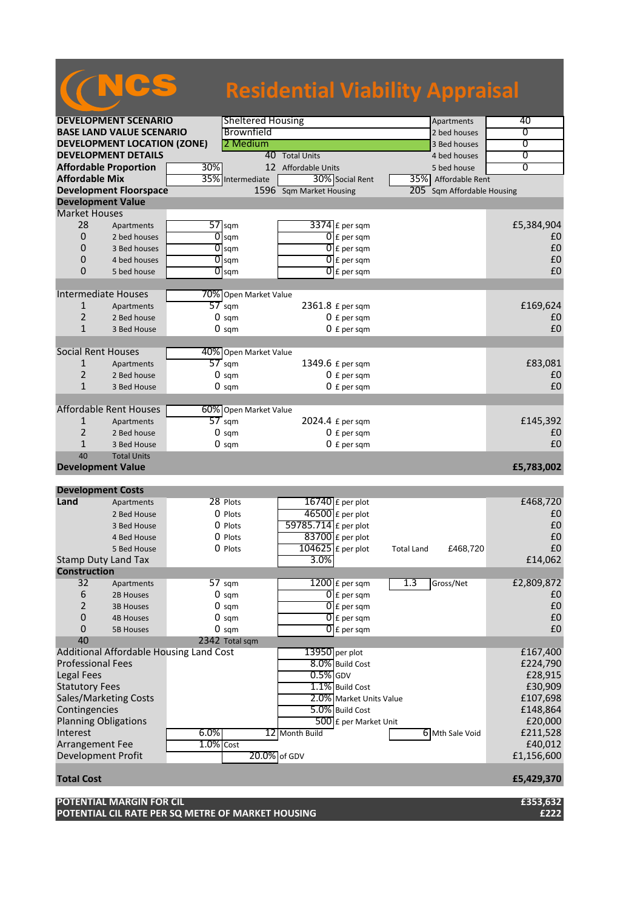# NCS Residential Viability Appraisal

| | | | | | |
|---|---|---|---|---|---|
| **DEVELOPMENT SCENARIO** | Sheltered Housing | | | Apartments | 40 |
| **BASE LAND VALUE SCENARIO** | Brownfield | | | 2 bed houses | 0 |
| **DEVELOPMENT LOCATION (ZONE)** | 2 Medium | | | 3 Bed houses | 0 |
| **DEVELOPMENT DETAILS** | 40 | Total Units | | 4 bed houses | 0 |
| **Affordable Proportion** | 30% | 12 | Affordable Units | 5 bed house | 0 |
| **Affordable Mix** | 35% | Intermediate | 30% Social Rent | 35% | Affordable Rent |
| **Development Floorspace** | 1596 | Sqm Market Housing | | 205 | Sqm Affordable Housing |

## Development Value

| | | | | | |
|---|---|---|---|---|---|
| **Market Houses** | | | | | |
| 28 | Apartments | 57 sqm | 3374 £ per sqm | | £5,384,904 |
| 0 | 2 bed houses | 0 sqm | 0 £ per sqm | | £0 |
| 0 | 3 Bed houses | 0 sqm | 0 £ per sqm | | £0 |
| 0 | 4 bed houses | 0 sqm | 0 £ per sqm | | £0 |
| 0 | 5 bed house | 0 sqm | 0 £ per sqm | | £0 |
| **Intermediate Houses** | | 70% Open Market Value | | | |
| 1 | Apartments | 57 sqm | 2361.8 £ per sqm | | £169,624 |
| 2 | 2 Bed house | 0 sqm | 0 £ per sqm | | £0 |
| 1 | 3 Bed House | 0 sqm | 0 £ per sqm | | £0 |
| **Social Rent Houses** | | 40% Open Market Value | | | |
| 1 | Apartments | 57 sqm | 1349.6 £ per sqm | | £83,081 |
| 2 | 2 Bed house | 0 sqm | 0 £ per sqm | | £0 |
| 1 | 3 Bed House | 0 sqm | 0 £ per sqm | | £0 |
| **Affordable Rent Houses** | | 60% Open Market Value | | | |
| 1 | Apartments | 57 sqm | 2024.4 £ per sqm | | £145,392 |
| 2 | 2 Bed house | 0 sqm | 0 £ per sqm | | £0 |
| 1 | 3 Bed House | 0 sqm | 0 £ per sqm | | £0 |
| 40 | Total Units | | | | |
| **Development Value** | | | | | **£5,783,002** |

## Development Costs

| | | | | | |
|---|---|---|---|---|---|
| **Land** | Apartments | 28 Plots | 16740 £ per plot | | £468,720 |
| | 2 Bed House | 0 Plots | 46500 £ per plot | | £0 |
| | 3 Bed House | 0 Plots | 59785.714 £ per plot | | £0 |
| | 4 Bed House | 0 Plots | 83700 £ per plot | | £0 |
| | 5 Bed House | 0 Plots | 104625 £ per plot | Total Land £468,720 | £0 |
| Stamp Duty Land Tax | | | 3.0% | | £14,062 |
| **Construction** | | | | | |
| 32 | Apartments | 57 sqm | 1200 £ per sqm | 1.3 Gross/Net | £2,809,872 |
| 6 | 2B Houses | 0 sqm | 0 £ per sqm | | £0 |
| 2 | 3B Houses | 0 sqm | 0 £ per sqm | | £0 |
| 0 | 4B Houses | 0 sqm | 0 £ per sqm | | £0 |
| 0 | 5B Houses | 0 sqm | 0 £ per sqm | | £0 |
| 40 | | 2342 Total sqm | | | |
| Additional Affordable Housing Land Cost | | | 13950 per plot | | £167,400 |
| Professional Fees | | | 8.0% Build Cost | | £224,790 |
| Legal Fees | | | 0.5% GDV | | £28,915 |
| Statutory Fees | | | 1.1% Build Cost | | £30,909 |
| Sales/Marketing Costs | | | 2.0% Market Units Value | | £107,698 |
| Contingencies | | | 5.0% Build Cost | | £148,864 |
| Planning Obligations | | | 500 £ per Market Unit | | £20,000 |
| Interest | 6.0% | | 12 Month Build | 6 Mth Sale Void | £211,528 |
| Arrangement Fee | 1.0% | Cost | | | £40,012 |
| Development Profit | | | 20.0% of GDV | | £1,156,600 |
| **Total Cost** | | | | | **£5,429,370** |

| | |
|---|---|
| **POTENTIAL MARGIN FOR CIL** | **£353,632** |
| **POTENTIAL CIL RATE PER SQ METRE OF MARKET HOUSING** | **£222** |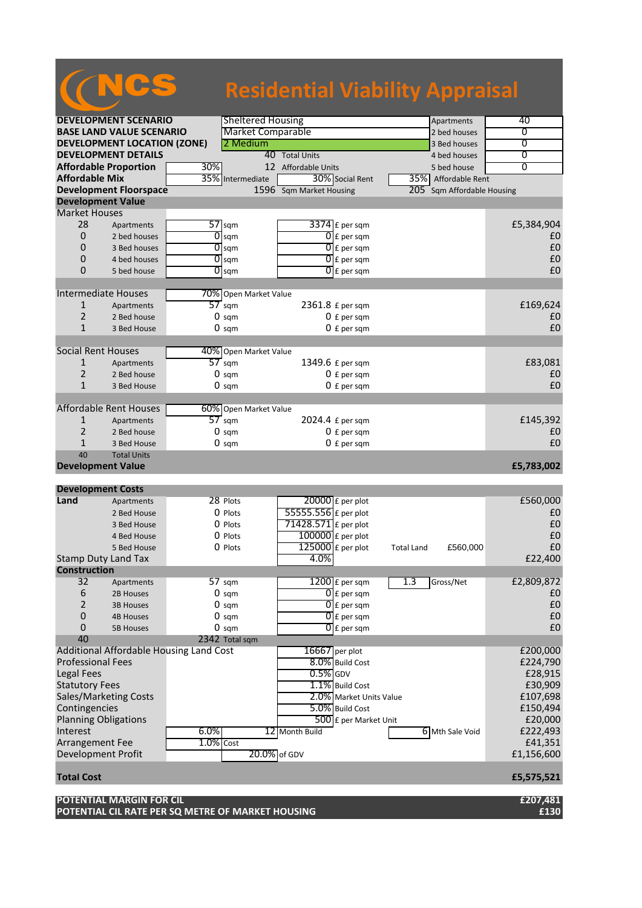# NCS Residential Viability Appraisal

| | | | | | | |
|---|---|---|---|---|---|---|
| **DEVELOPMENT SCENARIO** | Sheltered Housing | | | | Apartments | 40 |
| **BASE LAND VALUE SCENARIO** | Market Comparable | | | | 2 bed houses | 0 |
| **DEVELOPMENT LOCATION (ZONE)** | 2 Medium | | | | 3 Bed houses | 0 |
| **DEVELOPMENT DETAILS** | 40 | Total Units | | | 4 bed houses | 0 |
| **Affordable Proportion** | 30% | 12 | Affordable Units | | 5 bed house | 0 |
| **Affordable Mix** | 35% | Intermediate | 30% | Social Rent | 35% | Affordable Rent |
| **Development Floorspace** | 1596 | Sqm Market Housing | | | 205 | Sqm Affordable Housing |

## Development Value

| | | | | | | |
|---|---|---|---|---|---|---|
| **Market Houses** | | | | | | |
| 28 | Apartments | 57 | sqm | 3374 | £ per sqm | £5,384,904 |
| 0 | 2 bed houses | 0 | sqm | 0 | £ per sqm | £0 |
| 0 | 3 Bed houses | 0 | sqm | 0 | £ per sqm | £0 |
| 0 | 4 bed houses | 0 | sqm | 0 | £ per sqm | £0 |
| 0 | 5 bed house | 0 | sqm | 0 | £ per sqm | £0 |
| **Intermediate Houses** | | 70% | Open Market Value | | | |
| 1 | Apartments | 57 | sqm | 2361.8 | £ per sqm | £169,624 |
| 2 | 2 Bed house | 0 | sqm | 0 | £ per sqm | £0 |
| 1 | 3 Bed House | 0 | sqm | 0 | £ per sqm | £0 |
| **Social Rent Houses** | | 40% | Open Market Value | | | |
| 1 | Apartments | 57 | sqm | 1349.6 | £ per sqm | £83,081 |
| 2 | 2 Bed house | 0 | sqm | 0 | £ per sqm | £0 |
| 1 | 3 Bed House | 0 | sqm | 0 | £ per sqm | £0 |
| **Affordable Rent Houses** | | 60% | Open Market Value | | | |
| 1 | Apartments | 57 | sqm | 2024.4 | £ per sqm | £145,392 |
| 2 | 2 Bed house | 0 | sqm | 0 | £ per sqm | £0 |
| 1 | 3 Bed House | 0 | sqm | 0 | £ per sqm | £0 |
| 40 | Total Units | | | | | |
| **Development Value** | | | | | | **£5,783,002** |

## Development Costs

| | | | | | | | | |
|---|---|---|---|---|---|---|---|---|
| **Land** | Apartments | 28 | Plots | 20000 | £ per plot | | | £560,000 |
| | 2 Bed House | 0 | Plots | 55555.556 | £ per plot | | | £0 |
| | 3 Bed House | 0 | Plots | 71428.571 | £ per plot | | | £0 |
| | 4 Bed House | 0 | Plots | 100000 | £ per plot | | | £0 |
| | 5 Bed House | 0 | Plots | 125000 | £ per plot | Total Land | £560,000 | £0 |
| Stamp Duty Land Tax | | | | 4.0% | | | | £22,400 |
| **Construction** | | | | | | | | |
| 32 | Apartments | 57 | sqm | 1200 | £ per sqm | 1.3 | Gross/Net | £2,809,872 |
| 6 | 2B Houses | 0 | sqm | 0 | £ per sqm | | | £0 |
| 2 | 3B Houses | 0 | sqm | 0 | £ per sqm | | | £0 |
| 0 | 4B Houses | 0 | sqm | 0 | £ per sqm | | | £0 |
| 0 | 5B Houses | 0 | sqm | 0 | £ per sqm | | | £0 |
| 40 | | 2342 | Total sqm | | | | | |
| Additional Affordable Housing Land Cost | | | | 16667 | per plot | | | £200,000 |
| Professional Fees | | | | 8.0% | Build Cost | | | £224,790 |
| Legal Fees | | | | 0.5% | GDV | | | £28,915 |
| Statutory Fees | | | | 1.1% | Build Cost | | | £30,909 |
| Sales/Marketing Costs | | | | 2.0% | Market Units Value | | | £107,698 |
| Contingencies | | | | 5.0% | Build Cost | | | £150,494 |
| Planning Obligations | | | | 500 | £ per Market Unit | | | £20,000 |
| Interest | | 6.0% | | 12 | Month Build | 6 | Mth Sale Void | £222,493 |
| Arrangement Fee | | 1.0% | Cost | | | | | £41,351 |
| Development Profit | | | 20.0% | of GDV | | | | £1,156,600 |
| **Total Cost** | | | | | | | | **£5,575,521** |

| | |
|---|---|
| **POTENTIAL MARGIN FOR CIL** | **£207,481** |
| **POTENTIAL CIL RATE PER SQ METRE OF MARKET HOUSING** | **£130** |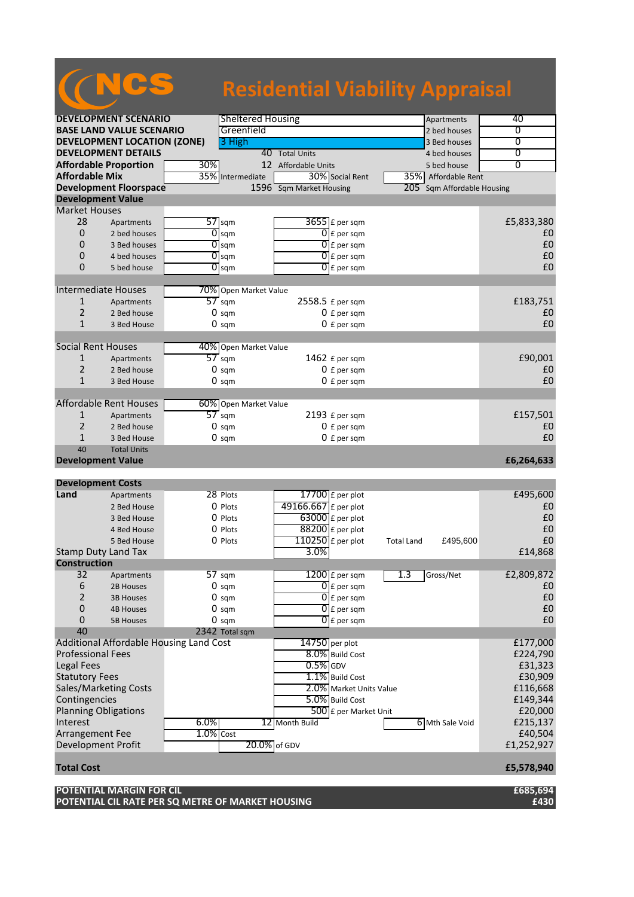# NCS Residential Viability Appraisal

| | | | | | |
|---|---|---|---|---|---|
| **DEVELOPMENT SCENARIO** | Sheltered Housing | | | Apartments | 40 |
| **BASE LAND VALUE SCENARIO** | Greenfield | | | 2 bed houses | 0 |
| **DEVELOPMENT LOCATION (ZONE)** | 3 High | | | 3 Bed houses | 0 |
| **DEVELOPMENT DETAILS** | | 40 Total Units | | 4 bed houses | 0 |
| **Affordable Proportion** | 30% | 12 Affordable Units | | 5 bed house | 0 |
| **Affordable Mix** | 35% Intermediate | 30% Social Rent | | 35% Affordable Rent | |
| **Development Floorspace** | | 1596 Sqm Market Housing | | 205 Sqm Affordable Housing | |

## Development Value

| | | | | | |
|---|---|---|---|---|---|
| **Market Houses** | | | | | |
| 28 | Apartments | 57 sqm | 3655 £ per sqm | | £5,833,380 |
| 0 | 2 bed houses | 0 sqm | 0 £ per sqm | | £0 |
| 0 | 3 Bed houses | 0 sqm | 0 £ per sqm | | £0 |
| 0 | 4 bed houses | 0 sqm | 0 £ per sqm | | £0 |
| 0 | 5 bed house | 0 sqm | 0 £ per sqm | | £0 |
| **Intermediate Houses** | | 70% Open Market Value | | | |
| 1 | Apartments | 57 sqm | 2558.5 £ per sqm | | £183,751 |
| 2 | 2 Bed house | 0 sqm | 0 £ per sqm | | £0 |
| 1 | 3 Bed House | 0 sqm | 0 £ per sqm | | £0 |
| **Social Rent Houses** | | 40% Open Market Value | | | |
| 1 | Apartments | 57 sqm | 1462 £ per sqm | | £90,001 |
| 2 | 2 Bed house | 0 sqm | 0 £ per sqm | | £0 |
| 1 | 3 Bed House | 0 sqm | 0 £ per sqm | | £0 |
| **Affordable Rent Houses** | | 60% Open Market Value | | | |
| 1 | Apartments | 57 sqm | 2193 £ per sqm | | £157,501 |
| 2 | 2 Bed house | 0 sqm | 0 £ per sqm | | £0 |
| 1 | 3 Bed House | 0 sqm | 0 £ per sqm | | £0 |
| 40 | Total Units | | | | |
| **Development Value** | | | | | **£6,264,633** |

## Development Costs

| | | | | | | |
|---|---|---|---|---|---|---|
| **Land** | Apartments | 28 Plots | 17700 £ per plot | | | £495,600 |
| | 2 Bed House | 0 Plots | 49166.667 £ per plot | | | £0 |
| | 3 Bed House | 0 Plots | 63000 £ per plot | | | £0 |
| | 4 Bed House | 0 Plots | 88200 £ per plot | | | £0 |
| | 5 Bed House | 0 Plots | 110250 £ per plot | Total Land | £495,600 | £0 |
| Stamp Duty Land Tax | | | 3.0% | | | £14,868 |
| **Construction** | | | | | | |
| 32 | Apartments | 57 sqm | 1200 £ per sqm | 1.3 | Gross/Net | £2,809,872 |
| 6 | 2B Houses | 0 sqm | 0 £ per sqm | | | £0 |
| 2 | 3B Houses | 0 sqm | 0 £ per sqm | | | £0 |
| 0 | 4B Houses | 0 sqm | 0 £ per sqm | | | £0 |
| 0 | 5B Houses | 0 sqm | 0 £ per sqm | | | £0 |
| 40 | | 2342 Total sqm | | | | |
| Additional Affordable Housing Land Cost | | | 14750 per plot | | | £177,000 |
| Professional Fees | | | 8.0% Build Cost | | | £224,790 |
| Legal Fees | | | 0.5% GDV | | | £31,323 |
| Statutory Fees | | | 1.1% Build Cost | | | £30,909 |
| Sales/Marketing Costs | | | 2.0% Market Units Value | | | £116,668 |
| Contingencies | | | 5.0% Build Cost | | | £149,344 |
| Planning Obligations | | | 500 £ per Market Unit | | | £20,000 |
| Interest | 6.0% | | 12 Month Build | 6 | Mth Sale Void | £215,137 |
| Arrangement Fee | 1.0% Cost | | | | | £40,504 |
| Development Profit | | | 20.0% of GDV | | | £1,252,927 |
| **Total Cost** | | | | | | **£5,578,940** |

| | |
|---|---|
| **POTENTIAL MARGIN FOR CIL** | **£685,694** |
| **POTENTIAL CIL RATE PER SQ METRE OF MARKET HOUSING** | **£430** |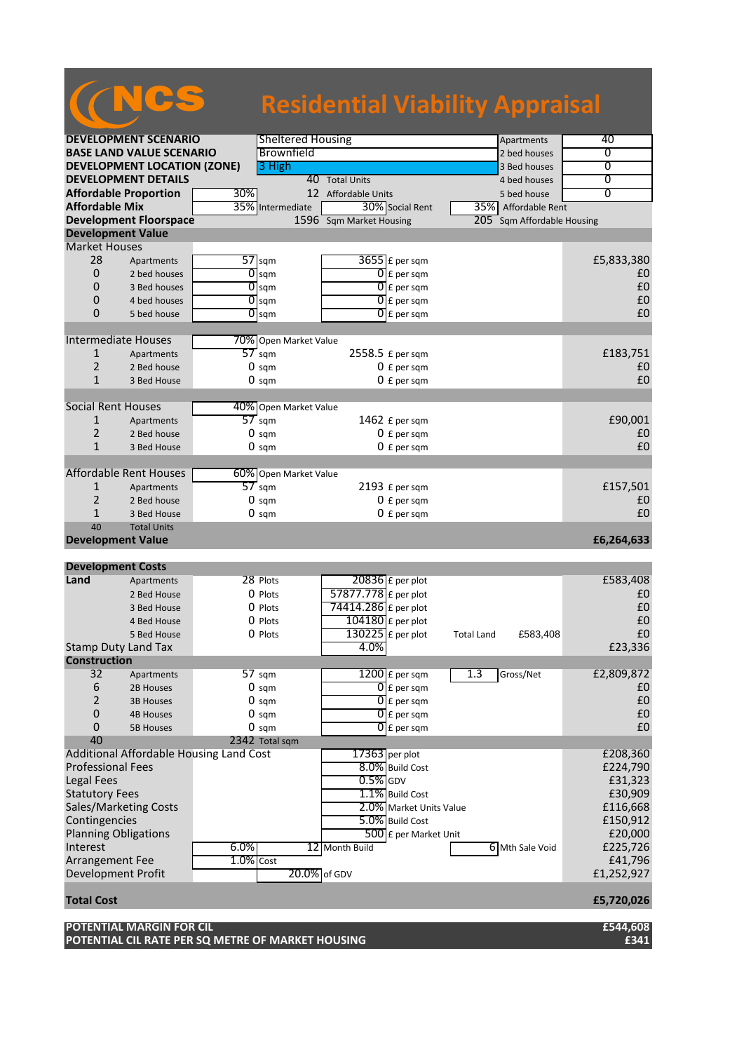# NCS Residential Viability Appraisal

| | | | | | | |
|---|---|---|---|---|---|---|
| **DEVELOPMENT SCENARIO** | Sheltered Housing | | | | Apartments | 40 |
| **BASE LAND VALUE SCENARIO** | Brownfield | | | | 2 bed houses | 0 |
| **DEVELOPMENT LOCATION (ZONE)** | 3 High | | | | 3 Bed houses | 0 |
| **DEVELOPMENT DETAILS** | | 40 | Total Units | | 4 bed houses | 0 |
| **Affordable Proportion** | 30% | 12 | Affordable Units | | 5 bed house | 0 |
| **Affordable Mix** | 35% | Intermediate | 30% | Social Rent | 35% | Affordable Rent |
| **Development Floorspace** | | 1596 | Sqm Market Housing | | 205 | Sqm Affordable Housing |

## Development Value

| | | | | | | |
|---|---|---|---|---|---|---|
| **Market Houses** | | | | | | |
| 28 | Apartments | 57 | sqm | 3655 | £ per sqm | £5,833,380 |
| 0 | 2 bed houses | 0 | sqm | 0 | £ per sqm | £0 |
| 0 | 3 Bed houses | 0 | sqm | 0 | £ per sqm | £0 |
| 0 | 4 bed houses | 0 | sqm | 0 | £ per sqm | £0 |
| 0 | 5 bed house | 0 | sqm | 0 | £ per sqm | £0 |
| **Intermediate Houses** | | 70% | Open Market Value | | | |
| 1 | Apartments | 57 | sqm | 2558.5 | £ per sqm | £183,751 |
| 2 | 2 Bed house | 0 | sqm | 0 | £ per sqm | £0 |
| 1 | 3 Bed House | 0 | sqm | 0 | £ per sqm | £0 |
| **Social Rent Houses** | | 40% | Open Market Value | | | |
| 1 | Apartments | 57 | sqm | 1462 | £ per sqm | £90,001 |
| 2 | 2 Bed house | 0 | sqm | 0 | £ per sqm | £0 |
| 1 | 3 Bed House | 0 | sqm | 0 | £ per sqm | £0 |
| **Affordable Rent Houses** | | 60% | Open Market Value | | | |
| 1 | Apartments | 57 | sqm | 2193 | £ per sqm | £157,501 |
| 2 | 2 Bed house | 0 | sqm | 0 | £ per sqm | £0 |
| 1 | 3 Bed House | 0 | sqm | 0 | £ per sqm | £0 |
| 40 | Total Units | | | | | |
| **Development Value** | | | | | | **£6,264,633** |

## Development Costs

| | | | | | | | | |
|---|---|---|---|---|---|---|---|---|
| **Land** | Apartments | 28 | Plots | 20836 | £ per plot | | | £583,408 |
| | 2 Bed House | 0 | Plots | 57877.778 | £ per plot | | | £0 |
| | 3 Bed House | 0 | Plots | 74414.286 | £ per plot | | | £0 |
| | 4 Bed House | 0 | Plots | 104180 | £ per plot | | | £0 |
| | 5 Bed House | 0 | Plots | 130225 | £ per plot | Total Land | £583,408 | £0 |
| Stamp Duty Land Tax | | | | 4.0% | | | | £23,336 |
| **Construction** | | | | | | | | |
| 32 | Apartments | 57 | sqm | 1200 | £ per sqm | 1.3 | Gross/Net | £2,809,872 |
| 6 | 2B Houses | 0 | sqm | 0 | £ per sqm | | | £0 |
| 2 | 3B Houses | 0 | sqm | 0 | £ per sqm | | | £0 |
| 0 | 4B Houses | 0 | sqm | 0 | £ per sqm | | | £0 |
| 0 | 5B Houses | 0 | sqm | 0 | £ per sqm | | | £0 |
| 40 | | 2342 | Total sqm | | | | | |
| Additional Affordable Housing Land Cost | | | | 17363 | per plot | | | £208,360 |
| Professional Fees | | | | 8.0% | Build Cost | | | £224,790 |
| Legal Fees | | | | 0.5% | GDV | | | £31,323 |
| Statutory Fees | | | | 1.1% | Build Cost | | | £30,909 |
| Sales/Marketing Costs | | | | 2.0% | Market Units Value | | | £116,668 |
| Contingencies | | | | 5.0% | Build Cost | | | £150,912 |
| Planning Obligations | | | | 500 | £ per Market Unit | | | £20,000 |
| Interest | | 6.0% | | 12 | Month Build | 6 | Mth Sale Void | £225,726 |
| Arrangement Fee | | 1.0% | Cost | | | | | £41,796 |
| Development Profit | | | | 20.0% | of GDV | | | £1,252,927 |
| **Total Cost** | | | | | | | | **£5,720,026** |

| | |
|---|---|
| **POTENTIAL MARGIN FOR CIL** | **£544,608** |
| **POTENTIAL CIL RATE PER SQ METRE OF MARKET HOUSING** | **£341** |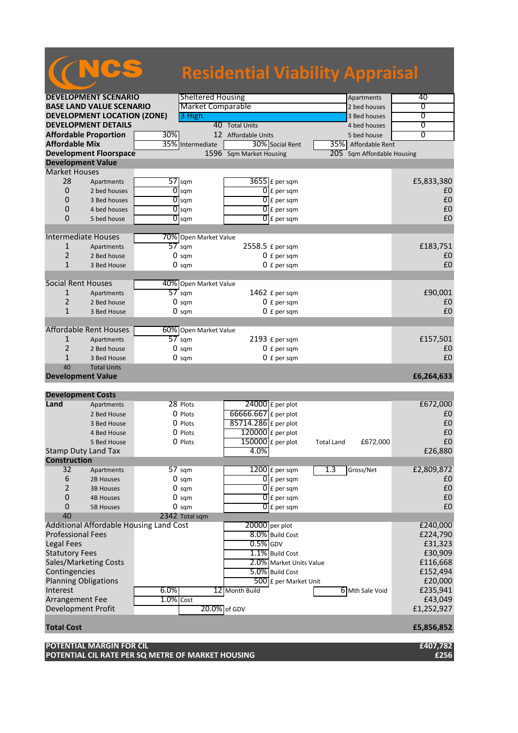# NCS Residential Viability Appraisal

| | | | | | |
|---|---|---|---|---|---|
| **DEVELOPMENT SCENARIO** | Sheltered Housing | | | Apartments | 40 |
| **BASE LAND VALUE SCENARIO** | Market Comparable | | | 2 bed houses | 0 |
| **DEVELOPMENT LOCATION (ZONE)** | 3 High | | | 3 Bed houses | 0 |
| **DEVELOPMENT DETAILS** | 40 | Total Units | | 4 bed houses | 0 |
| **Affordable Proportion** | 30% | 12 | Affordable Units | 5 bed house | 0 |
| **Affordable Mix** | 35% Intermediate | 30% Social Rent | | 35% Affordable Rent | |
| **Development Floorspace** | 1596 | Sqm Market Housing | | 205 | Sqm Affordable Housing |

## Development Value

| | | | | |
|---|---|---|---|---|
| **Market Houses** | | | | |
| 28 | Apartments | 57 sqm | 3655 £ per sqm | £5,833,380 |
| 0 | 2 bed houses | 0 sqm | 0 £ per sqm | £0 |
| 0 | 3 Bed houses | 0 sqm | 0 £ per sqm | £0 |
| 0 | 4 bed houses | 0 sqm | 0 £ per sqm | £0 |
| 0 | 5 bed house | 0 sqm | 0 £ per sqm | £0 |
| **Intermediate Houses** | | 70% Open Market Value | | |
| 1 | Apartments | 57 sqm | 2558.5 £ per sqm | £183,751 |
| 2 | 2 Bed house | 0 sqm | 0 £ per sqm | £0 |
| 1 | 3 Bed House | 0 sqm | 0 £ per sqm | £0 |
| **Social Rent Houses** | | 40% Open Market Value | | |
| 1 | Apartments | 57 sqm | 1462 £ per sqm | £90,001 |
| 2 | 2 Bed house | 0 sqm | 0 £ per sqm | £0 |
| 1 | 3 Bed House | 0 sqm | 0 £ per sqm | £0 |
| **Affordable Rent Houses** | | 60% Open Market Value | | |
| 1 | Apartments | 57 sqm | 2193 £ per sqm | £157,501 |
| 2 | 2 Bed house | 0 sqm | 0 £ per sqm | £0 |
| 1 | 3 Bed House | 0 sqm | 0 £ per sqm | £0 |
| 40 | Total Units | | | |
| **Development Value** | | | | **£6,264,633** |

## Development Costs

| | | | | | | |
|---|---|---|---|---|---|---|
| **Land** | Apartments | 28 Plots | 24000 £ per plot | | | £672,000 |
| | 2 Bed House | 0 Plots | 66666.667 £ per plot | | | £0 |
| | 3 Bed House | 0 Plots | 85714.286 £ per plot | | | £0 |
| | 4 Bed House | 0 Plots | 120000 £ per plot | | | £0 |
| | 5 Bed House | 0 Plots | 150000 £ per plot | Total Land | £672,000 | £0 |
| Stamp Duty Land Tax | | | 4.0% | | | £26,880 |
| **Construction** | | | | | | |
| 32 | Apartments | 57 sqm | 1200 £ per sqm | 1.3 | Gross/Net | £2,809,872 |
| 6 | 2B Houses | 0 sqm | 0 £ per sqm | | | £0 |
| 2 | 3B Houses | 0 sqm | 0 £ per sqm | | | £0 |
| 0 | 4B Houses | 0 sqm | 0 £ per sqm | | | £0 |
| 0 | 5B Houses | 0 sqm | 0 £ per sqm | | | £0 |
| 40 | | 2342 Total sqm | | | | |
| Additional Affordable Housing Land Cost | | | 20000 per plot | | | £240,000 |
| Professional Fees | | | 8.0% Build Cost | | | £224,790 |
| Legal Fees | | | 0.5% GDV | | | £31,323 |
| Statutory Fees | | | 1.1% Build Cost | | | £30,909 |
| Sales/Marketing Costs | | | 2.0% Market Units Value | | | £116,668 |
| Contingencies | | | 5.0% Build Cost | | | £152,494 |
| Planning Obligations | | | 500 £ per Market Unit | | | £20,000 |
| Interest | | 6.0% | 12 Month Build | 6 | Mth Sale Void | £235,941 |
| Arrangement Fee | | 1.0% | Cost | | | £43,049 |
| Development Profit | | | 20.0% of GDV | | | £1,252,927 |
| **Total Cost** | | | | | | **£5,856,852** |

| | |
|---|---|
| **POTENTIAL MARGIN FOR CIL** | **£407,782** |
| **POTENTIAL CIL RATE PER SQ METRE OF MARKET HOUSING** | **£256** |